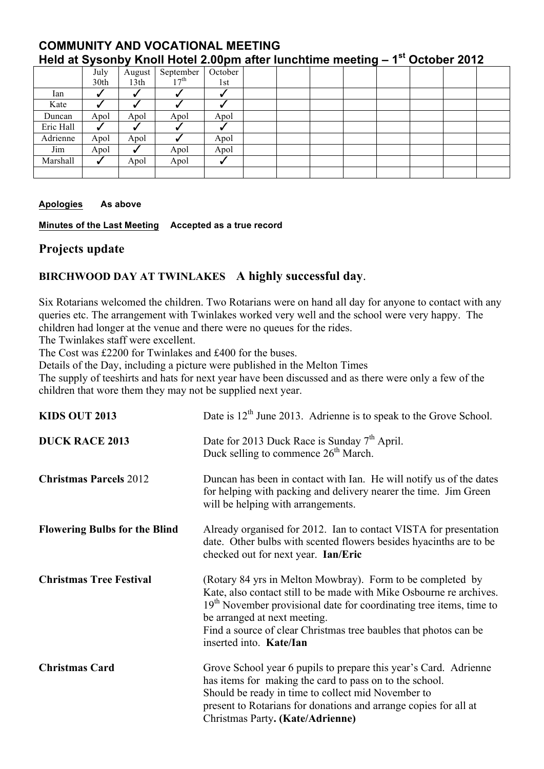## COMMUNITY AND VOCATIONAL MEETING
## Held at Sysonby Knoll Hotel 2.00pm after lunchtime meeting – 1st October 2012

| | July 30th | August 13th | September 17th | October 1st | | | | | | | | |
|---|---|---|---|---|---|---|---|---|---|---|---|---|
| Ian | ✓ | ✓ | ✓ | ✓ | | | | | | | | |
| Kate | ✓ | ✓ | ✓ | ✓ | | | | | | | | |
| Duncan | Apol | Apol | Apol | Apol | | | | | | | | |
| Eric Hall | ✓ | ✓ | ✓ | ✓ | | | | | | | | |
| Adrienne | Apol | Apol | ✓ | Apol | | | | | | | | |
| Jim | Apol | ✓ | Apol | Apol | | | | | | | | |
| Marshall | ✓ | Apol | Apol | ✓ | | | | | | | | |
| | | | | | | | | | | | | |

**Apologies** As above

**Minutes of the Last Meeting** Accepted as a true record

## Projects update

### BIRCHWOOD DAY AT TWINLAKES A highly successful day.

Six Rotarians welcomed the children. Two Rotarians were on hand all day for anyone to contact with any queries etc. The arrangement with Twinlakes worked very well and the school were very happy. The children had longer at the venue and there were no queues for the rides.
The Twinlakes staff were excellent.
The Cost was £2200 for Twinlakes and £400 for the buses.
Details of the Day, including a picture were published in the Melton Times
The supply of teeshirts and hats for next year have been discussed and as there were only a few of the children that wore them they may not be supplied next year.

**KIDS OUT 2013** Date is 12th June 2013. Adrienne is to speak to the Grove School.

**DUCK RACE 2013** Date for 2013 Duck Race is Sunday 7th April.
Duck selling to commence 26th March.

**Christmas Parcels** 2012 Duncan has been in contact with Ian. He will notify us of the dates for helping with packing and delivery nearer the time. Jim Green will be helping with arrangements.

**Flowering Bulbs for the Blind** Already organised for 2012. Ian to contact VISTA for presentation date. Other bulbs with scented flowers besides hyacinths are to be checked out for next year. **Ian/Eric**

**Christmas Tree Festival** (Rotary 84 yrs in Melton Mowbray). Form to be completed by Kate, also contact still to be made with Mike Osbourne re archives. 19th November provisional date for coordinating tree items, time to be arranged at next meeting.
Find a source of clear Christmas tree baubles that photos can be inserted into. **Kate/Ian**

**Christmas Card** Grove School year 6 pupils to prepare this year's Card. Adrienne has items for making the card to pass on to the school.
Should be ready in time to collect mid November to present to Rotarians for donations and arrange copies for all at Christmas Party**. (Kate/Adrienne)**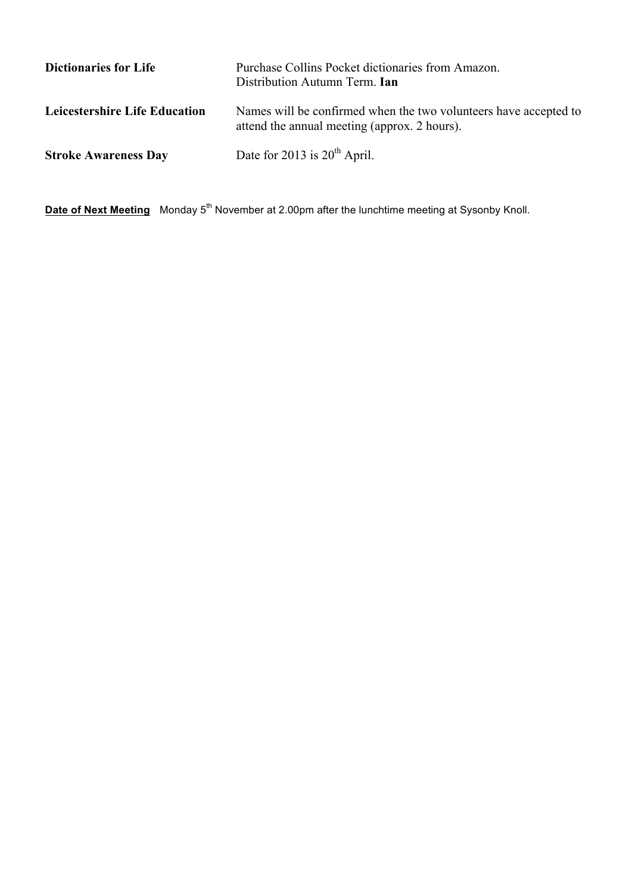| | |
|---|---|
| **Dictionaries for Life** | Purchase Collins Pocket dictionaries from Amazon. Distribution Autumn Term. **Ian** |
| **Leicestershire Life Education** | Names will be confirmed when the two volunteers have accepted to attend the annual meeting (approx. 2 hours). |
| **Stroke Awareness Day** | Date for 2013 is 20th April. |

**Date of Next Meeting** Monday 5th November at 2.00pm after the lunchtime meeting at Sysonby Knoll.